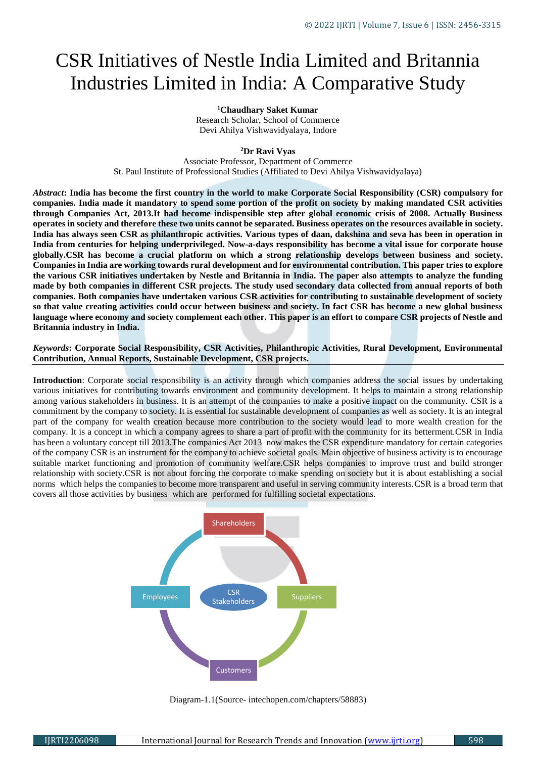# CSR Initiatives of Nestle India Limited and Britannia Industries Limited in India: A Comparative Study

[1]**Chaudhary Saket Kumar**
Research Scholar, School of Commerce
Devi Ahilya Vishwavidyalaya, Indore

[2]**Dr Ravi Vyas**
Associate Professor, Department of Commerce
St. Paul Institute of Professional Studies (Affiliated to Devi Ahilya Vishwavidyalaya)

***Abstract*: India has become the first country in the world to make Corporate Social Responsibility (CSR) compulsory for companies. India made it mandatory to spend some portion of the profit on society by making mandated CSR activities through Companies Act, 2013.It had become indispensible step after global economic crisis of 2008. Actually Business operates in society and therefore these two units cannot be separated. Business operates on the resources available in society. India has always seen CSR as philanthropic activities. Various types of daan, dakshina and seva has been in operation in India from centuries for helping underprivileged. Now-a-days responsibility has become a vital issue for corporate house globally.CSR has become a crucial platform on which a strong relationship develops between business and society. Companies in India are working towards rural development and for environmental contribution. This paper tries to explore the various CSR initiatives undertaken by Nestle and Britannia in India. The paper also attempts to analyze the funding made by both companies in different CSR projects. The study used secondary data collected from annual reports of both companies. Both companies have undertaken various CSR activities for contributing to sustainable development of society so that value creating activities could occur between business and society. In fact CSR has become a new global business language where economy and society complement each other. This paper is an effort to compare CSR projects of Nestle and Britannia industry in India.**

***Keywords*: Corporate Social Responsibility, CSR Activities, Philanthropic Activities, Rural Development, Environmental Contribution, Annual Reports, Sustainable Development, CSR projects.**

**Introduction**: Corporate social responsibility is an activity through which companies address the social issues by undertaking various initiatives for contributing towards environment and community development. It helps to maintain a strong relationship among various stakeholders in business. It is an attempt of the companies to make a positive impact on the community. CSR is a commitment by the company to society. It is essential for sustainable development of companies as well as society. It is an integral part of the company for wealth creation because more contribution to the society would lead to more wealth creation for the company. It is a concept in which a company agrees to share a part of profit with the community for its betterment.CSR in India has been a voluntary concept till 2013.The companies Act 2013 now makes the CSR expenditure mandatory for certain categories of the company CSR is an instrument for the company to achieve societal goals. Main objective of business activity is to encourage suitable market functioning and promotion of community welfare.CSR helps companies to improve trust and build stronger relationship with society.CSR is not about forcing the corporate to make spending on society but it is about establishing a social norms which helps the companies to become more transparent and useful in serving community interests.CSR is a broad term that covers all those activities by business which are performed for fulfilling societal expectations.

Shareholders, Suppliers, Customers, Employees — CSR Stakeholders

Diagram-1.1(Source- intechopen.com/chapters/58883)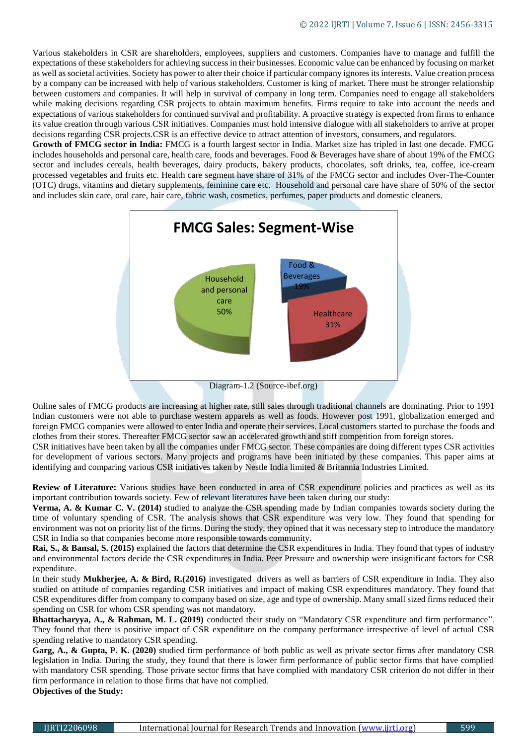Various stakeholders in CSR are shareholders, employees, suppliers and customers. Companies have to manage and fulfill the expectations of these stakeholders for achieving success in their businesses. Economic value can be enhanced by focusing on market as well as societal activities. Society has power to alter their choice if particular company ignores its interests. Value creation process by a company can be increased with help of various stakeholders. Customer is king of market. There must be stronger relationship between customers and companies. It will help in survival of company in long term. Companies need to engage all stakeholders while making decisions regarding CSR projects to obtain maximum benefits. Firms require to take into account the needs and expectations of various stakeholders for continued survival and profitability. A proactive strategy is expected from firms to enhance its value creation through various CSR initiatives. Companies must hold intensive dialogue with all stakeholders to arrive at proper decisions regarding CSR projects.CSR is an effective device to attract attention of investors, consumers, and regulators.

**Growth of FMCG sector in India:** FMCG is a fourth largest sector in India. Market size has tripled in last one decade. FMCG includes households and personal care, health care, foods and beverages. Food & Beverages have share of about 19% of the FMCG sector and includes cereals, health beverages, dairy products, bakery products, chocolates, soft drinks, tea, coffee, ice-cream processed vegetables and fruits etc. Health care segment have share of 31% of the FMCG sector and includes Over-The-Counter (OTC) drugs, vitamins and dietary supplements, feminine care etc. Household and personal care have share of 50% of the sector and includes skin care, oral care, hair care, fabric wash, cosmetics, perfumes, paper products and domestic cleaners.

**FMCG Sales: Segment-Wise**

| Segment | Share |
|---|---|
| Household and personal care | 50% |
| Food & Beverages | 19% |
| Healthcare | 31% |

Diagram-1.2 (Source-ibef.org)

Online sales of FMCG products are increasing at higher rate, still sales through traditional channels are dominating. Prior to 1991 Indian customers were not able to purchase western apparels as well as foods. However post 1991, globalization emerged and foreign FMCG companies were allowed to enter India and operate their services. Local customers started to purchase the foods and clothes from their stores. Thereafter FMCG sector saw an accelerated growth and stiff competition from foreign stores.

CSR initiatives have been taken by all the companies under FMCG sector. These companies are doing different types CSR activities for development of various sectors. Many projects and programs have been initiated by these companies. This paper aims at identifying and comparing various CSR initiatives taken by Nestle India limited & Britannia Industries Limited.

**Review of Literature:** Various studies have been conducted in area of CSR expenditure policies and practices as well as its important contribution towards society. Few of relevant literatures have been taken during our study:

**Verma, A. & Kumar C. V. (2014)** studied to analyze the CSR spending made by Indian companies towards society during the time of voluntary spending of CSR. The analysis shows that CSR expenditure was very low. They found that spending for environment was not on priority list of the firms. During the study, they opined that it was necessary step to introduce the mandatory CSR in India so that companies become more responsible towards community.

**Rai, S., & Bansal, S. (2015)** explained the factors that determine the CSR expenditures in India. They found that types of industry and environmental factors decide the CSR expenditures in India. Peer Pressure and ownership were insignificant factors for CSR expenditure.

In their study **Mukherjee, A. & Bird, R.(2016)** investigated drivers as well as barriers of CSR expenditure in India. They also studied on attitude of companies regarding CSR initiatives and impact of making CSR expenditures mandatory. They found that CSR expenditures differ from company to company based on size, age and type of ownership. Many small sized firms reduced their spending on CSR for whom CSR spending was not mandatory.

**Bhattacharyya, A., & Rahman, M. L. (2019)** conducted their study on "Mandatory CSR expenditure and firm performance". They found that there is positive impact of CSR expenditure on the company performance irrespective of level of actual CSR spending relative to mandatory CSR spending.

**Garg, A., & Gupta, P. K. (2020)** studied firm performance of both public as well as private sector firms after mandatory CSR legislation in India. During the study, they found that there is lower firm performance of public sector firms that have complied with mandatory CSR spending. Those private sector firms that have complied with mandatory CSR criterion do not differ in their firm performance in relation to those firms that have not complied.

**Objectives of the Study:**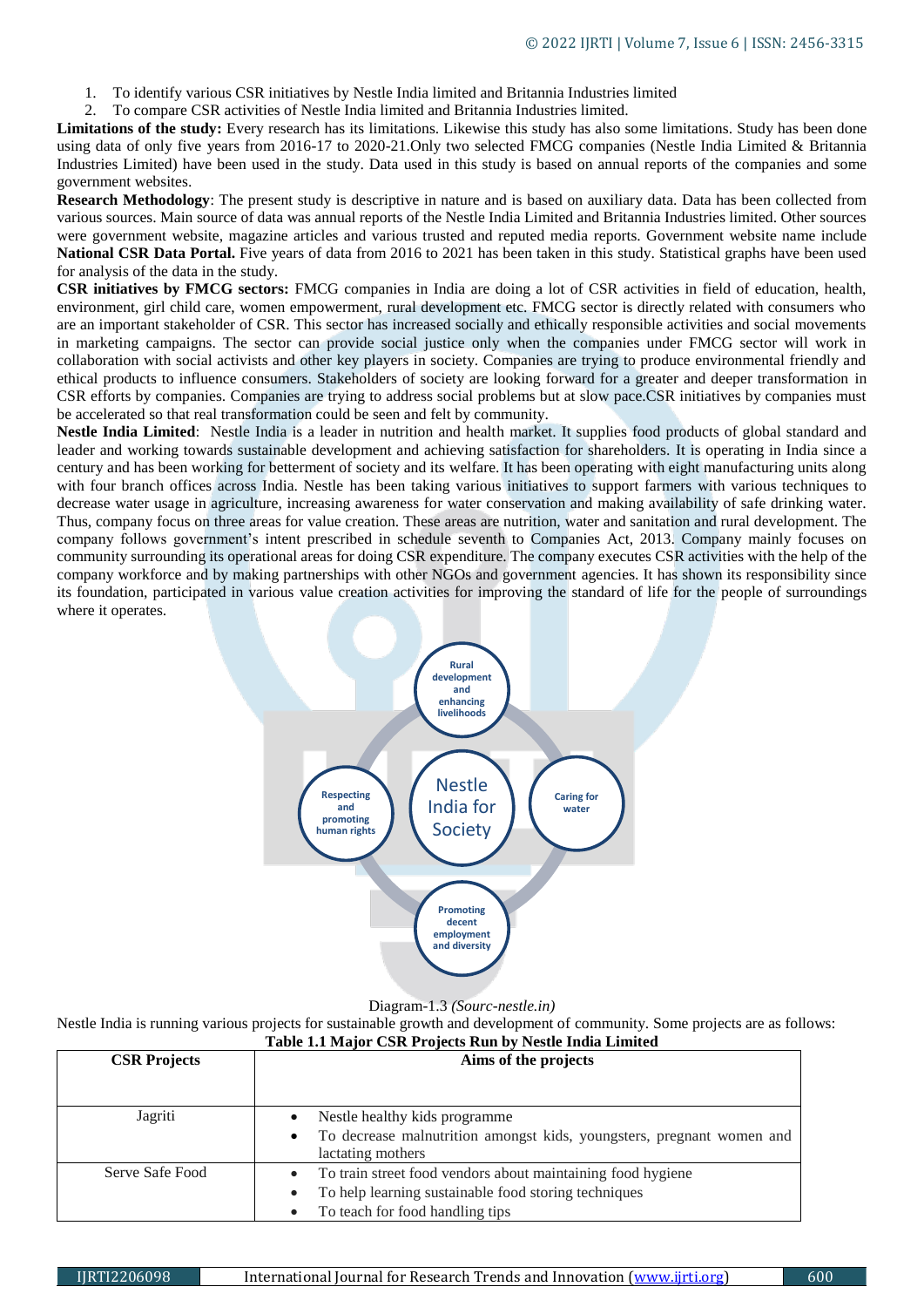1. To identify various CSR initiatives by Nestle India limited and Britannia Industries limited
2. To compare CSR activities of Nestle India limited and Britannia Industries limited.

**Limitations of the study:** Every research has its limitations. Likewise this study has also some limitations. Study has been done using data of only five years from 2016-17 to 2020-21.Only two selected FMCG companies (Nestle India Limited & Britannia Industries Limited) have been used in the study. Data used in this study is based on annual reports of the companies and some government websites.

**Research Methodology**: The present study is descriptive in nature and is based on auxiliary data. Data has been collected from various sources. Main source of data was annual reports of the Nestle India Limited and Britannia Industries limited. Other sources were government website, magazine articles and various trusted and reputed media reports. Government website name include **National CSR Data Portal.** Five years of data from 2016 to 2021 has been taken in this study. Statistical graphs have been used for analysis of the data in the study.

**CSR initiatives by FMCG sectors:** FMCG companies in India are doing a lot of CSR activities in field of education, health, environment, girl child care, women empowerment, rural development etc. FMCG sector is directly related with consumers who are an important stakeholder of CSR. This sector has increased socially and ethically responsible activities and social movements in marketing campaigns. The sector can provide social justice only when the companies under FMCG sector will work in collaboration with social activists and other key players in society. Companies are trying to produce environmental friendly and ethical products to influence consumers. Stakeholders of society are looking forward for a greater and deeper transformation in CSR efforts by companies. Companies are trying to address social problems but at slow pace.CSR initiatives by companies must be accelerated so that real transformation could be seen and felt by community.

**Nestle India Limited**: Nestle India is a leader in nutrition and health market. It supplies food products of global standard and leader and working towards sustainable development and achieving satisfaction for shareholders. It is operating in India since a century and has been working for betterment of society and its welfare. It has been operating with eight manufacturing units along with four branch offices across India. Nestle has been taking various initiatives to support farmers with various techniques to decrease water usage in agriculture, increasing awareness for water conservation and making availability of safe drinking water. Thus, company focus on three areas for value creation. These areas are nutrition, water and sanitation and rural development. The company follows government's intent prescribed in schedule seventh to Companies Act, 2013. Company mainly focuses on community surrounding its operational areas for doing CSR expenditure. The company executes CSR activities with the help of the company workforce and by making partnerships with other NGOs and government agencies. It has shown its responsibility since its foundation, participated in various value creation activities for improving the standard of life for the people of surroundings where it operates.

Nestle India for Society

- Rural development and enhancing livelihoods
- Caring for water
- Promoting decent employment and diversity
- Respecting and promoting human rights

Diagram-1.3 *(Sourc-nestle.in)*

Nestle India is running various projects for sustainable growth and development of community. Some projects are as follows:

**Table 1.1 Major CSR Projects Run by Nestle India Limited**

| CSR Projects | Aims of the projects |
|---|---|
| Jagriti | • Nestle healthy kids programme<br>• To decrease malnutrition amongst kids, youngsters, pregnant women and lactating mothers |
| Serve Safe Food | • To train street food vendors about maintaining food hygiene<br>• To help learning sustainable food storing techniques<br>• To teach for food handling tips |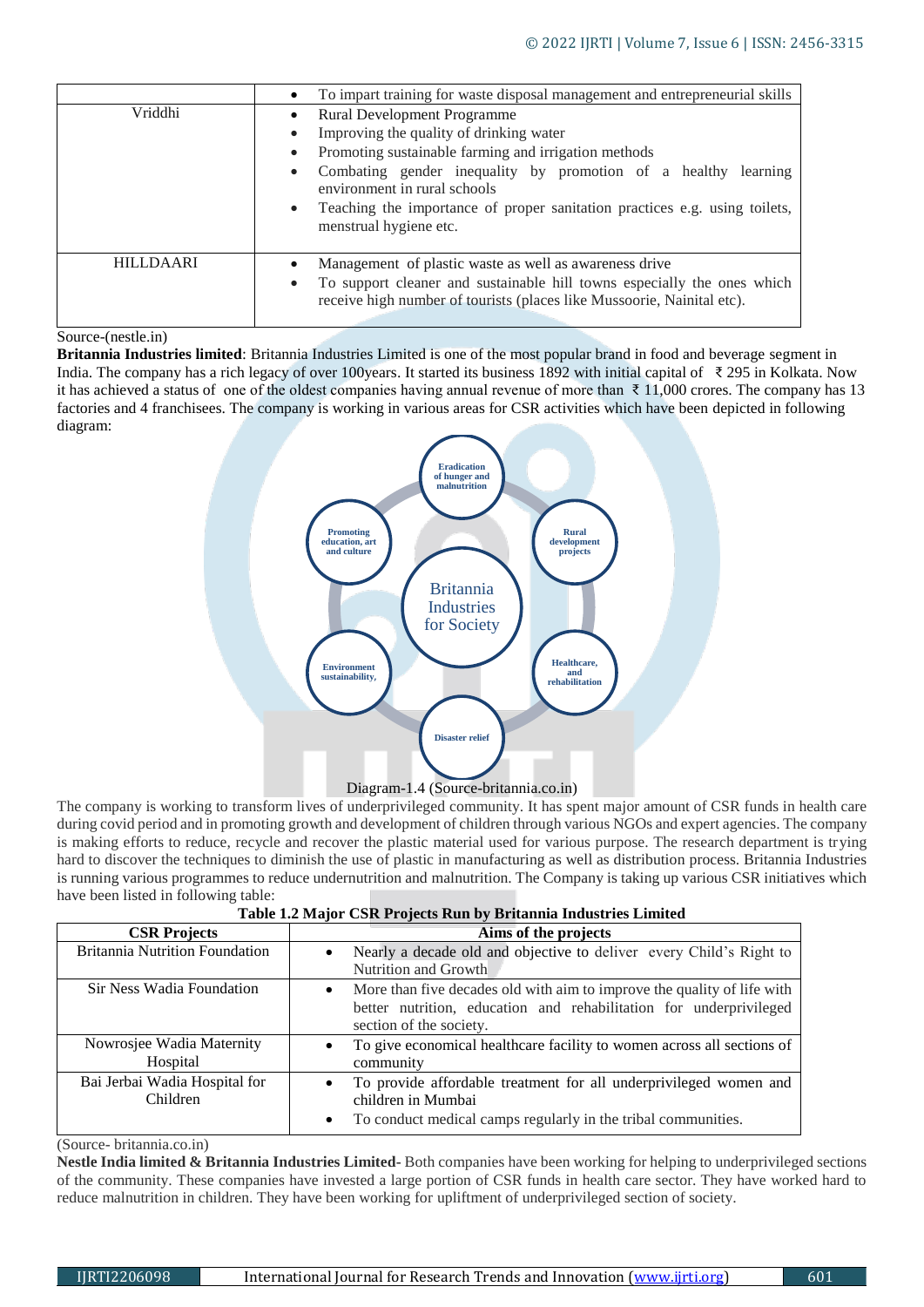| | |
|---|---|
| | • To impart training for waste disposal management and entrepreneurial skills |
| Vriddhi | • Rural Development Programme<br>• Improving the quality of drinking water<br>• Promoting sustainable farming and irrigation methods<br>• Combating gender inequality by promotion of a healthy learning environment in rural schools<br>• Teaching the importance of proper sanitation practices e.g. using toilets, menstrual hygiene etc. |
| HILLDAARI | • Management of plastic waste as well as awareness drive<br>• To support cleaner and sustainable hill towns especially the ones which receive high number of tourists (places like Mussoorie, Nainital etc). |

Source-(nestle.in)

**Britannia Industries limited**: Britannia Industries Limited is one of the most popular brand in food and beverage segment in India. The company has a rich legacy of over 100years. It started its business 1892 with initial capital of ₹ 295 in Kolkata. Now it has achieved a status of one of the oldest companies having annual revenue of more than ₹ 11,000 crores. The company has 13 factories and 4 franchisees. The company is working in various areas for CSR activities which have been depicted in following diagram:

Britannia Industries for Society: Eradication of hunger and malnutrition; Rural development projects; Healthcare, and rehabilitation; Disaster relief; Environment sustainability; Promoting education, art and culture

Diagram-1.4 (Source-britannia.co.in)

The company is working to transform lives of underprivileged community. It has spent major amount of CSR funds in health care during covid period and in promoting growth and development of children through various NGOs and expert agencies. The company is making efforts to reduce, recycle and recover the plastic material used for various purpose. The research department is trying hard to discover the techniques to diminish the use of plastic in manufacturing as well as distribution process. Britannia Industries is running various programmes to reduce undernutrition and malnutrition. The Company is taking up various CSR initiatives which have been listed in following table:

**Table 1.2 Major CSR Projects Run by Britannia Industries Limited**

| CSR Projects | Aims of the projects |
|---|---|
| Britannia Nutrition Foundation | • Nearly a decade old and objective to deliver every Child's Right to Nutrition and Growth |
| Sir Ness Wadia Foundation | • More than five decades old with aim to improve the quality of life with better nutrition, education and rehabilitation for underprivileged section of the society. |
| Nowrosjee Wadia Maternity Hospital | • To give economical healthcare facility to women across all sections of community |
| Bai Jerbai Wadia Hospital for Children | • To provide affordable treatment for all underprivileged women and children in Mumbai<br>• To conduct medical camps regularly in the tribal communities. |

(Source- britannia.co.in)

**Nestle India limited & Britannia Industries Limited-** Both companies have been working for helping to underprivileged sections of the community. These companies have invested a large portion of CSR funds in health care sector. They have worked hard to reduce malnutrition in children. They have been working for upliftment of underprivileged section of society.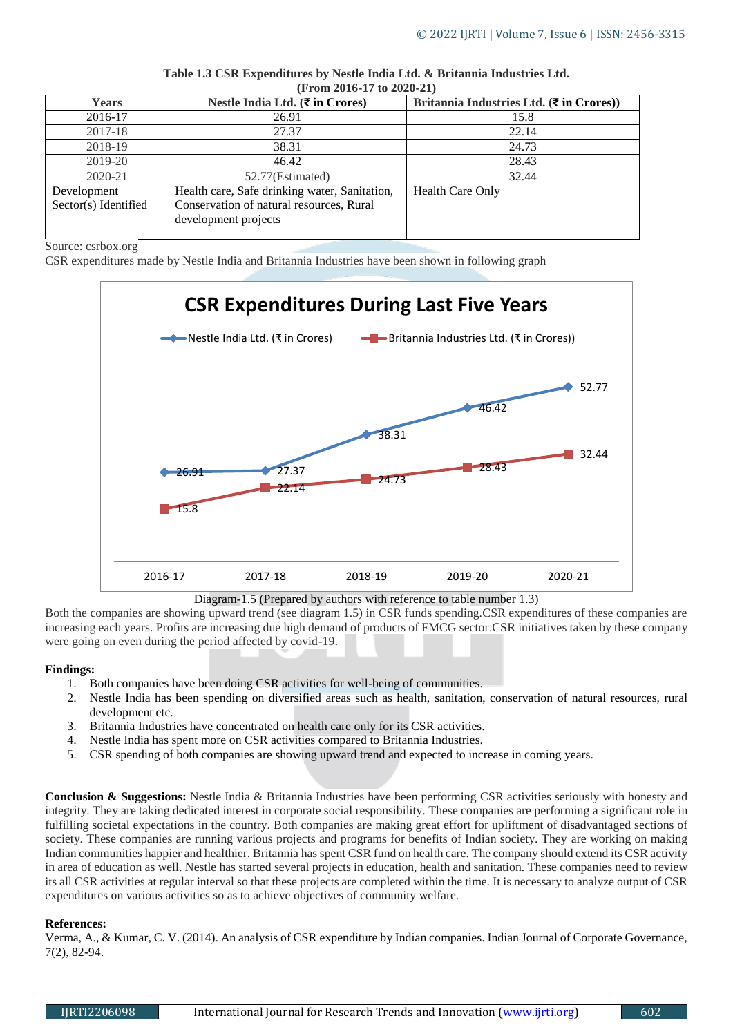**Table 1.3 CSR Expenditures by Nestle India Ltd. & Britannia Industries Ltd. (From 2016-17 to 2020-21)**

| Years | Nestle India Ltd. (₹ in Crores) | Britannia Industries Ltd. (₹ in Crores)) |
|---|---|---|
| 2016-17 | 26.91 | 15.8 |
| 2017-18 | 27.37 | 22.14 |
| 2018-19 | 38.31 | 24.73 |
| 2019-20 | 46.42 | 28.43 |
| 2020-21 | 52.77(Estimated) | 32.44 |
| Development Sector(s) Identified | Health care, Safe drinking water, Sanitation, Conservation of natural resources, Rural development projects | Health Care Only |

Source: csrbox.org

CSR expenditures made by Nestle India and Britannia Industries have been shown in following graph

**CSR Expenditures During Last Five Years**

| Years | Nestle India Ltd. (₹ in Crores) | Britannia Industries Ltd. (₹ in Crores)) |
|---|---|---|
| 2016-17 | 26.91 | 15.8 |
| 2017-18 | 27.37 | 22.14 |
| 2018-19 | 38.31 | 24.73 |
| 2019-20 | 46.42 | 28.43 |
| 2020-21 | 52.77 | 32.44 |

Diagram-1.5 (Prepared by authors with reference to table number 1.3)

Both the companies are showing upward trend (see diagram 1.5) in CSR funds spending.CSR expenditures of these companies are increasing each years. Profits are increasing due high demand of products of FMCG sector.CSR initiatives taken by these company were going on even during the period affected by covid-19.

**Findings:**

1. Both companies have been doing CSR activities for well-being of communities.
2. Nestle India has been spending on diversified areas such as health, sanitation, conservation of natural resources, rural development etc.
3. Britannia Industries have concentrated on health care only for its CSR activities.
4. Nestle India has spent more on CSR activities compared to Britannia Industries.
5. CSR spending of both companies are showing upward trend and expected to increase in coming years.

**Conclusion & Suggestions:** Nestle India & Britannia Industries have been performing CSR activities seriously with honesty and integrity. They are taking dedicated interest in corporate social responsibility. These companies are performing a significant role in fulfilling societal expectations in the country. Both companies are making great effort for upliftment of disadvantaged sections of society. These companies are running various projects and programs for benefits of Indian society. They are working on making Indian communities happier and healthier. Britannia has spent CSR fund on health care. The company should extend its CSR activity in area of education as well. Nestle has started several projects in education, health and sanitation. These companies need to review its all CSR activities at regular interval so that these projects are completed within the time. It is necessary to analyze output of CSR expenditures on various activities so as to achieve objectives of community welfare.

**References:**

Verma, A., & Kumar, C. V. (2014). An analysis of CSR expenditure by Indian companies. Indian Journal of Corporate Governance, 7(2), 82-94.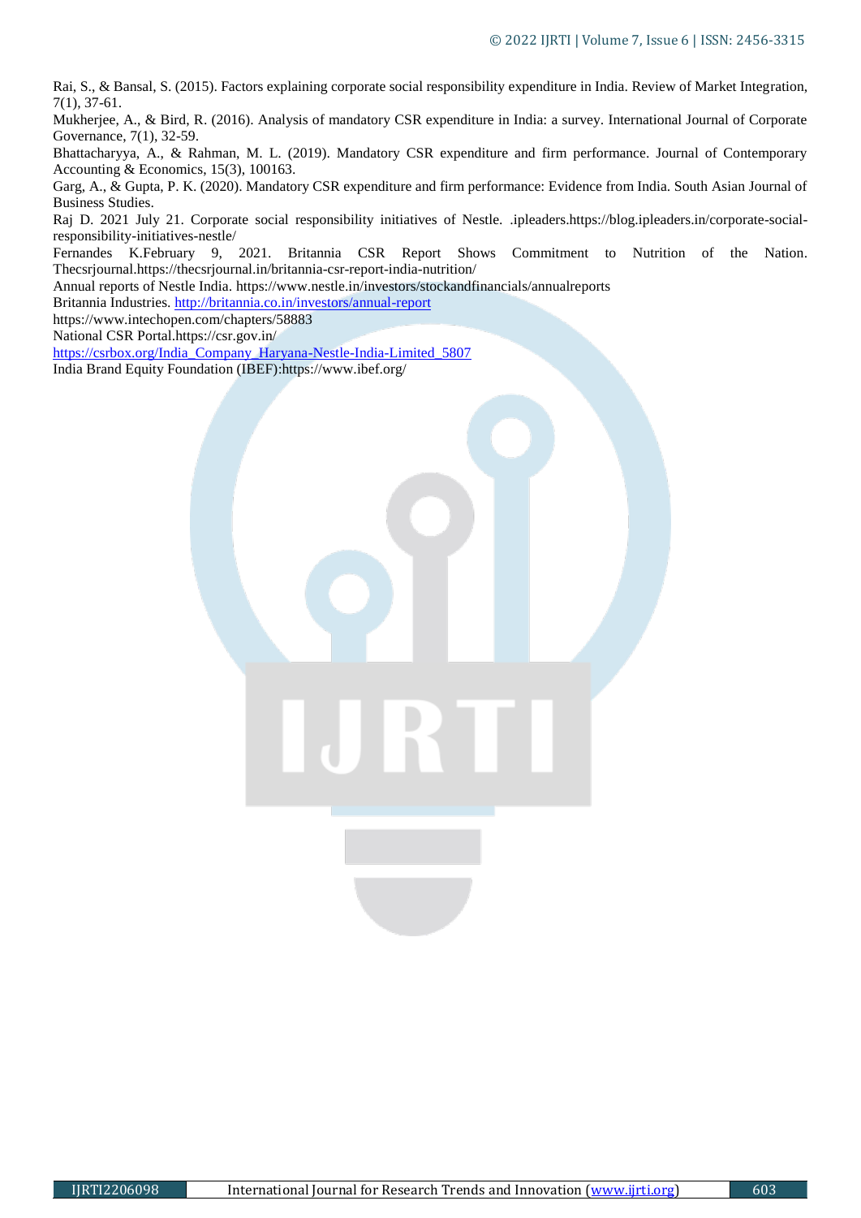Rai, S., & Bansal, S. (2015). Factors explaining corporate social responsibility expenditure in India. Review of Market Integration, 7(1), 37-61.

Mukherjee, A., & Bird, R. (2016). Analysis of mandatory CSR expenditure in India: a survey. International Journal of Corporate Governance, 7(1), 32-59.

Bhattacharyya, A., & Rahman, M. L. (2019). Mandatory CSR expenditure and firm performance. Journal of Contemporary Accounting & Economics, 15(3), 100163.

Garg, A., & Gupta, P. K. (2020). Mandatory CSR expenditure and firm performance: Evidence from India. South Asian Journal of Business Studies.

Raj D. 2021 July 21. Corporate social responsibility initiatives of Nestle. .ipleaders.https://blog.ipleaders.in/corporate-social-responsibility-initiatives-nestle/

Fernandes K.February 9, 2021. Britannia CSR Report Shows Commitment to Nutrition of the Nation. Thecsrjournal.https://thecsrjournal.in/britannia-csr-report-india-nutrition/

Annual reports of Nestle India. https://www.nestle.in/investors/stockandfinancials/annualreports

Britannia Industries. http://britannia.co.in/investors/annual-report

https://www.intechopen.com/chapters/58883

National CSR Portal.https://csr.gov.in/

https://csrbox.org/India_Company_Haryana-Nestle-India-Limited_5807

India Brand Equity Foundation (IBEF):https://www.ibef.org/